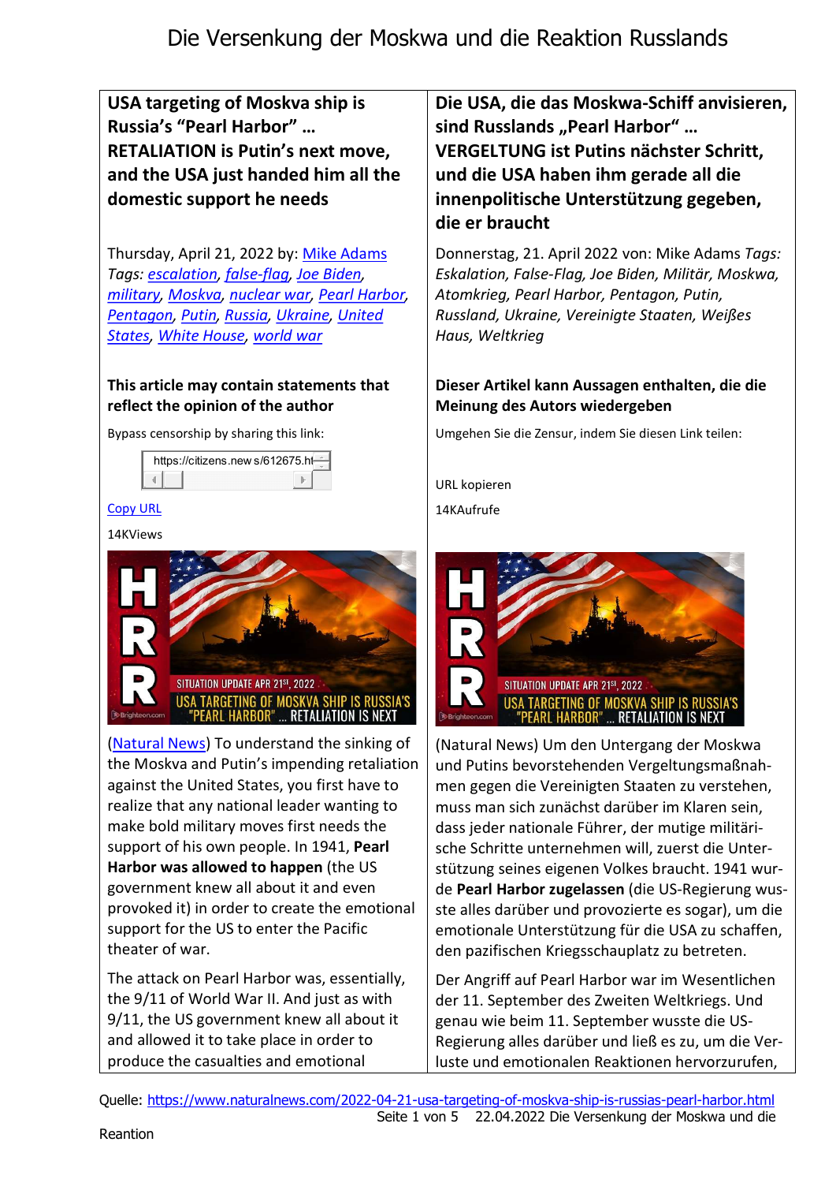# Die Versenkung der Moskwa und die Reaktion Russlands

## USA targeting of Moskva ship is Russia's "Pearl Harbor" … RETALIATION is Putin's next move, and the USA just handed him all the domestic support he needs

Thursday, April 21, 2022 by: [Mike Adams](#)
*Tags: [escalation](#), [false-flag](#), [Joe Biden](#), [military](#), [Moskva](#), [nuclear war](#), [Pearl Harbor](#), [Pentagon](#), [Putin](#), [Russia](#), [Ukraine](#), [United States](#), [White House](#), [world war](#)*

**This article may contain statements that reflect the opinion of the author**

Bypass censorship by sharing this link:

https://citizens.new s/612675.ht

[Copy URL](#)

14KViews

([Natural News](#)) To understand the sinking of the Moskva and Putin's impending retaliation against the United States, you first have to realize that any national leader wanting to make bold military moves first needs the support of his own people. In 1941, **Pearl Harbor was allowed to happen** (the US government knew all about it and even provoked it) in order to create the emotional support for the US to enter the Pacific theater of war.

The attack on Pearl Harbor was, essentially, the 9/11 of World War II. And just as with 9/11, the US government knew all about it and allowed it to take place in order to produce the casualties and emotional

## Die USA, die das Moskwa-Schiff anvisieren, sind Russlands „Pearl Harbor" … VERGELTUNG ist Putins nächster Schritt, und die USA haben ihm gerade all die innenpolitische Unterstützung gegeben, die er braucht

Donnerstag, 21. April 2022 von: Mike Adams *Tags: Eskalation, False-Flag, Joe Biden, Militär, Moskwa, Atomkrieg, Pearl Harbor, Pentagon, Putin, Russland, Ukraine, Vereinigte Staaten, Weißes Haus, Weltkrieg*

**Dieser Artikel kann Aussagen enthalten, die die Meinung des Autors wiedergeben**

Umgehen Sie die Zensur, indem Sie diesen Link teilen:

URL kopieren

14KAufrufe

(Natural News) Um den Untergang der Moskwa und Putins bevorstehenden Vergeltungsmaßnahmen gegen die Vereinigten Staaten zu verstehen, muss man sich zunächst darüber im Klaren sein, dass jeder nationale Führer, der mutige militärische Schritte unternehmen will, zuerst die Unterstützung seines eigenen Volkes braucht. 1941 wurde **Pearl Harbor zugelassen** (die US-Regierung wusste alles darüber und provozierte es sogar), um die emotionale Unterstützung für die USA zu schaffen, den pazifischen Kriegsschauplatz zu betreten.

Der Angriff auf Pearl Harbor war im Wesentlichen der 11. September des Zweiten Weltkriegs. Und genau wie beim 11. September wusste die US-Regierung alles darüber und ließ es zu, um die Verluste und emotionalen Reaktionen hervorzurufen,

Quelle: https://www.naturalnews.com/2022-04-21-usa-targeting-of-moskva-ship-is-russias-pearl-harbor.html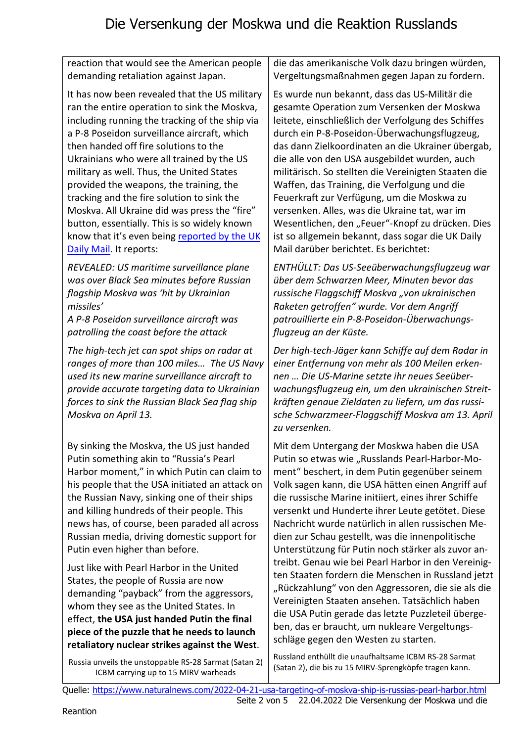reaction that would see the American people demanding retaliation against Japan.

It has now been revealed that the US military ran the entire operation to sink the Moskva, including running the tracking of the ship via a P-8 Poseidon surveillance aircraft, which then handed off fire solutions to the Ukrainians who were all trained by the US military as well. Thus, the United States provided the weapons, the training, the tracking and the fire solution to sink the Moskva. All Ukraine did was press the "fire" button, essentially. This is so widely known know that it's even being [reported by the UK Daily Mail](). It reports:

*REVEALED: US maritime surveillance plane was over Black Sea minutes before Russian flagship Moskva was 'hit by Ukrainian missiles'*
*A P-8 Poseidon surveillance aircraft was patrolling the coast before the attack*

*The high-tech jet can spot ships on radar at ranges of more than 100 miles… The US Navy used its new marine surveillance aircraft to provide accurate targeting data to Ukrainian forces to sink the Russian Black Sea flag ship Moskva on April 13.*

By sinking the Moskva, the US just handed Putin something akin to "Russia's Pearl Harbor moment," in which Putin can claim to his people that the USA initiated an attack on the Russian Navy, sinking one of their ships and killing hundreds of their people. This news has, of course, been paraded all across Russian media, driving domestic support for Putin even higher than before.

Just like with Pearl Harbor in the United States, the people of Russia are now demanding "payback" from the aggressors, whom they see as the United States. In effect, **the USA just handed Putin the final piece of the puzzle that he needs to launch retaliatory nuclear strikes against the West**.

Russia unveils the unstoppable RS-28 Sarmat (Satan 2) ICBM carrying up to 15 MIRV warheads

---

die das amerikanische Volk dazu bringen würden, Vergeltungsmaßnahmen gegen Japan zu fordern.

Es wurde nun bekannt, dass das US-Militär die gesamte Operation zum Versenken der Moskwa leitete, einschließlich der Verfolgung des Schiffes durch ein P-8-Poseidon-Überwachungsflugzeug, das dann Zielkoordinaten an die Ukrainer übergab, die alle von den USA ausgebildet wurden, auch militärisch. So stellten die Vereinigten Staaten die Waffen, das Training, die Verfolgung und die Feuerkraft zur Verfügung, um die Moskwa zu versenken. Alles, was die Ukraine tat, war im Wesentlichen, den „Feuer"-Knopf zu drücken. Dies ist so allgemein bekannt, dass sogar die UK Daily Mail darüber berichtet. Es berichtet:

*ENTHÜLLT: Das US-Seeüberwachungsflugzeug war über dem Schwarzen Meer, Minuten bevor das russische Flaggschiff Moskva „von ukrainischen Raketen getroffen" wurde. Vor dem Angriff patrouillierte ein P-8-Poseidon-Überwachungsflugzeug an der Küste.*

*Der high-tech-Jäger kann Schiffe auf dem Radar in einer Entfernung von mehr als 100 Meilen erkennen … Die US-Marine setzte ihr neues Seeüberwachungsflugzeug ein, um den ukrainischen Streitkräften genaue Zieldaten zu liefern, um das russische Schwarzmeer-Flaggschiff Moskva am 13. April zu versenken.*

Mit dem Untergang der Moskwa haben die USA Putin so etwas wie „Russlands Pearl-Harbor-Moment" beschert, in dem Putin gegenüber seinem Volk sagen kann, die USA hätten einen Angriff auf die russische Marine initiiert, eines ihrer Schiffe versenkt und Hunderte ihrer Leute getötet. Diese Nachricht wurde natürlich in allen russischen Medien zur Schau gestellt, was die innenpolitische Unterstützung für Putin noch stärker als zuvor antreibt. Genau wie bei Pearl Harbor in den Vereinigten Staaten fordern die Menschen in Russland jetzt „Rückzahlung" von den Aggressoren, die sie als die Vereinigten Staaten ansehen. Tatsächlich haben die USA Putin gerade das letzte Puzzleteil übergeben, das er braucht, um nukleare Vergeltungsschläge gegen den Westen zu starten.

Russland enthüllt die unaufhaltsame ICBM RS-28 Sarmat (Satan 2), die bis zu 15 MIRV-Sprengköpfe tragen kann.

Quelle: https://www.naturalnews.com/2022-04-21-usa-targeting-of-moskva-ship-is-russias-pearl-harbor.html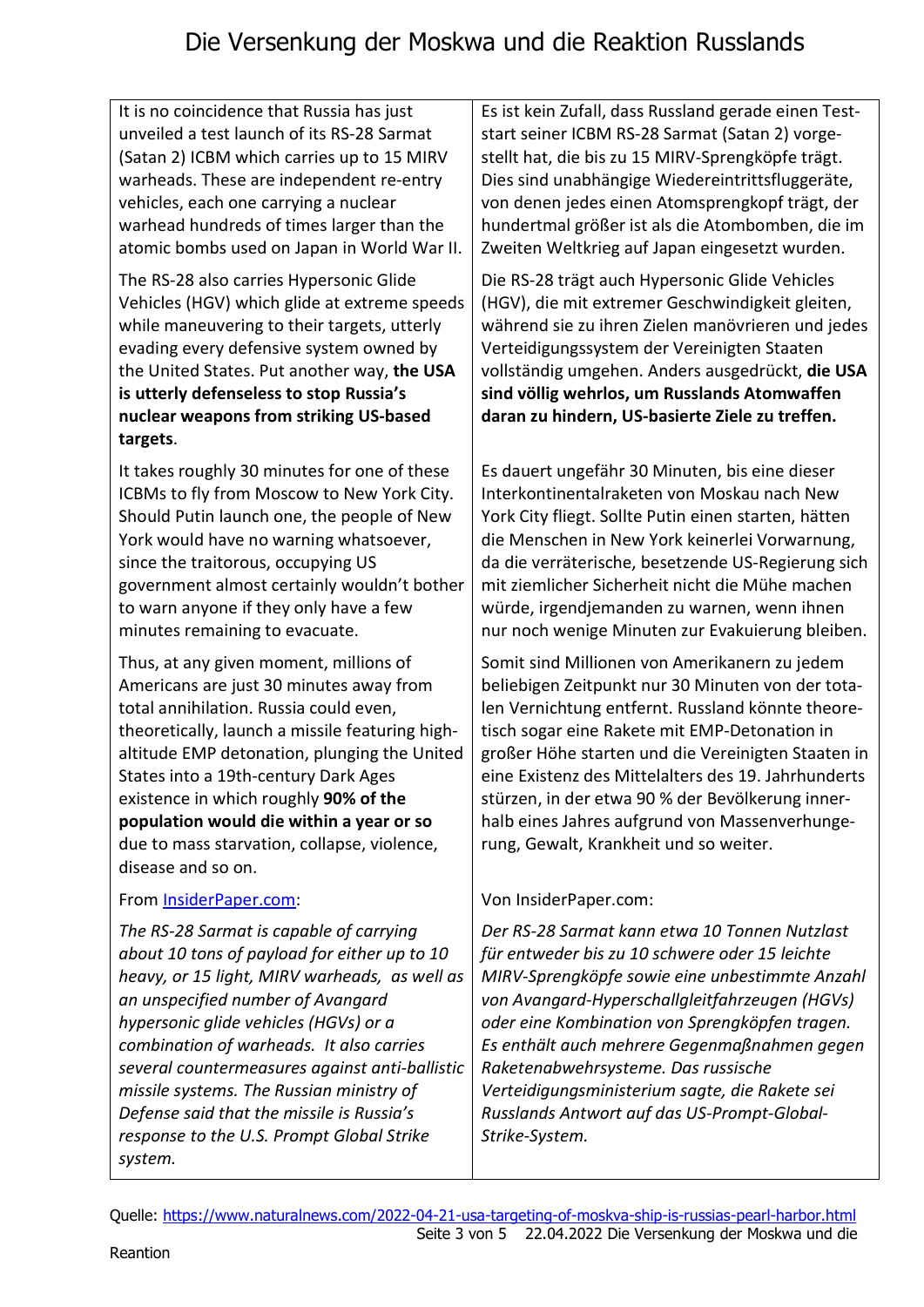# Die Versenkung der Moskwa und die Reaktion Russlands

| | |
|---|---|
| It is no coincidence that Russia has just unveiled a test launch of its RS-28 Sarmat (Satan 2) ICBM which carries up to 15 MIRV warheads. These are independent re-entry vehicles, each one carrying a nuclear warhead hundreds of times larger than the atomic bombs used on Japan in World War II. | Es ist kein Zufall, dass Russland gerade einen Teststart seiner ICBM RS-28 Sarmat (Satan 2) vorgestellt hat, die bis zu 15 MIRV-Sprengköpfe trägt. Dies sind unabhängige Wiedereintrittsfluggeräte, von denen jedes einen Atomsprengkopf trägt, der hundertmal größer ist als die Atombomben, die im Zweiten Weltkrieg auf Japan eingesetzt wurden. |
| The RS-28 also carries Hypersonic Glide Vehicles (HGV) which glide at extreme speeds while maneuvering to their targets, utterly evading every defensive system owned by the United States. Put another way, **the USA is utterly defenseless to stop Russia's nuclear weapons from striking US-based targets**. | Die RS-28 trägt auch Hypersonic Glide Vehicles (HGV), die mit extremer Geschwindigkeit gleiten, während sie zu ihren Zielen manövrieren und jedes Verteidigungssystem der Vereinigten Staaten vollständig umgehen. Anders ausgedrückt, **die USA sind völlig wehrlos, um Russlands Atomwaffen daran zu hindern, US-basierte Ziele zu treffen.** |
| It takes roughly 30 minutes for one of these ICBMs to fly from Moscow to New York City. Should Putin launch one, the people of New York would have no warning whatsoever, since the traitorous, occupying US government almost certainly wouldn't bother to warn anyone if they only have a few minutes remaining to evacuate. | Es dauert ungefähr 30 Minuten, bis eine dieser Interkontinentalraketen von Moskau nach New York City fliegt. Sollte Putin einen starten, hätten die Menschen in New York keinerlei Vorwarnung, da die verräterische, besetzende US-Regierung sich mit ziemlicher Sicherheit nicht die Mühe machen würde, irgendjemanden zu warnen, wenn ihnen nur noch wenige Minuten zur Evakuierung bleiben. |
| Thus, at any given moment, millions of Americans are just 30 minutes away from total annihilation. Russia could even, theoretically, launch a missile featuring high-altitude EMP detonation, plunging the United States into a 19th-century Dark Ages existence in which roughly **90% of the population would die within a year or so** due to mass starvation, collapse, violence, disease and so on. | Somit sind Millionen von Amerikanern zu jedem beliebigen Zeitpunkt nur 30 Minuten von der totalen Vernichtung entfernt. Russland könnte theoretisch sogar eine Rakete mit EMP-Detonation in großer Höhe starten und die Vereinigten Staaten in eine Existenz des Mittelalters des 19. Jahrhunderts stürzen, in der etwa 90 % der Bevölkerung innerhalb eines Jahres aufgrund von Massenverhungerung, Gewalt, Krankheit und so weiter. |
| From [InsiderPaper.com](InsiderPaper.com): | Von InsiderPaper.com: |
| *The RS-28 Sarmat is capable of carrying about 10 tons of payload for either up to 10 heavy, or 15 light, MIRV warheads, as well as an unspecified number of Avangard hypersonic glide vehicles (HGVs) or a combination of warheads. It also carries several countermeasures against anti-ballistic missile systems. The Russian ministry of Defense said that the missile is Russia's response to the U.S. Prompt Global Strike system.* | *Der RS-28 Sarmat kann etwa 10 Tonnen Nutzlast für entweder bis zu 10 schwere oder 15 leichte MIRV-Sprengköpfe sowie eine unbestimmte Anzahl von Avangard-Hyperschallgleitfahrzeugen (HGVs) oder eine Kombination von Sprengköpfen tragen. Es enthält auch mehrere Gegenmaßnahmen gegen Raketenabwehrsysteme. Das russische Verteidigungsministerium sagte, die Rakete sei Russlands Antwort auf das US-Prompt-Global-Strike-System.* |

Quelle: [https://www.naturalnews.com/2022-04-21-usa-targeting-of-moskva-ship-is-russias-pearl-harbor.html](https://www.naturalnews.com/2022-04-21-usa-targeting-of-moskva-ship-is-russias-pearl-harbor.html)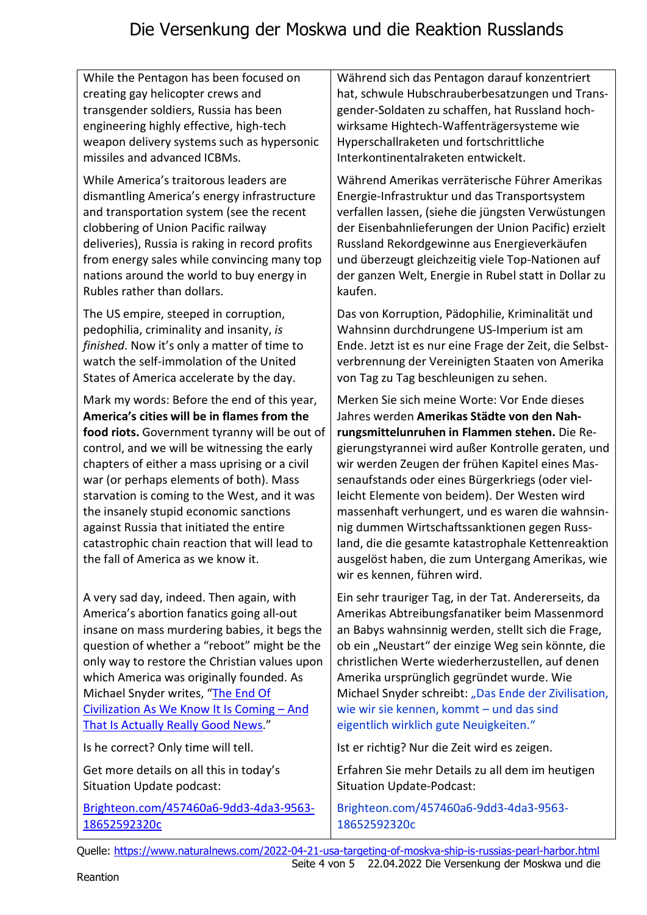| While the Pentagon has been focused on creating gay helicopter crews and transgender soldiers, Russia has been engineering highly effective, high-tech weapon delivery systems such as hypersonic missiles and advanced ICBMs. | Während sich das Pentagon darauf konzentriert hat, schwule Hubschrauberbesatzungen und Transgender-Soldaten zu schaffen, hat Russland hochwirksame Hightech-Waffenträgersysteme wie Hyperschallraketen und fortschrittliche Interkontinentalraketen entwickelt. |
|---|---|
| While America's traitorous leaders are dismantling America's energy infrastructure and transportation system (see the recent clobbering of Union Pacific railway deliveries), Russia is raking in record profits from energy sales while convincing many top nations around the world to buy energy in Rubles rather than dollars. | Während Amerikas verräterische Führer Amerikas Energie-Infrastruktur und das Transportsystem verfallen lassen, (siehe die jüngsten Verwüstungen der Eisenbahnlieferungen der Union Pacific) erzielt Russland Rekordgewinne aus Energieverkäufen und überzeugt gleichzeitig viele Top-Nationen auf der ganzen Welt, Energie in Rubel statt in Dollar zu kaufen. |
| The US empire, steeped in corruption, pedophilia, criminality and insanity, *is finished*. Now it's only a matter of time to watch the self-immolation of the United States of America accelerate by the day. | Das von Korruption, Pädophilie, Kriminalität und Wahnsinn durchdrungene US-Imperium ist am Ende. Jetzt ist es nur eine Frage der Zeit, die Selbstverbrennung der Vereinigten Staaten von Amerika von Tag zu Tag beschleunigen zu sehen. |
| Mark my words: Before the end of this year, **America's cities will be in flames from the food riots.** Government tyranny will be out of control, and we will be witnessing the early chapters of either a mass uprising or a civil war (or perhaps elements of both). Mass starvation is coming to the West, and it was the insanely stupid economic sanctions against Russia that initiated the entire catastrophic chain reaction that will lead to the fall of America as we know it. | Merken Sie sich meine Worte: Vor Ende dieses Jahres werden **Amerikas Städte von den Nahrungsmittelunruhen in Flammen stehen.** Die Regierungstyrannei wird außer Kontrolle geraten, und wir werden Zeugen der frühen Kapitel eines Massenaufstands oder eines Bürgerkriegs (oder vielleicht Elemente von beidem). Der Westen wird massenhaft verhungert, und es waren die wahnsinnig dummen Wirtschaftssanktionen gegen Russland, die die gesamte katastrophale Kettenreaktion ausgelöst haben, die zum Untergang Amerikas, wie wir es kennen, führen wird. |
| A very sad day, indeed. Then again, with America's abortion fanatics going all-out insane on mass murdering babies, it begs the question of whether a "reboot" might be the only way to restore the Christian values upon which America was originally founded. As Michael Snyder writes, "The End Of Civilization As We Know It Is Coming – And That Is Actually Really Good News." | Ein sehr trauriger Tag, in der Tat. Andererseits, da Amerikas Abtreibungsfanatiker beim Massenmord an Babys wahnsinnig werden, stellt sich die Frage, ob ein „Neustart" der einzige Weg sein könnte, die christlichen Werte wiederherzustellen, auf denen Amerika ursprünglich gegründet wurde. Wie Michael Snyder schreibt: „Das Ende der Zivilisation, wie wir sie kennen, kommt – und das sind eigentlich wirklich gute Neuigkeiten." |
| Is he correct? Only time will tell. | Ist er richtig? Nur die Zeit wird es zeigen. |
| Get more details on all this in today's Situation Update podcast: | Erfahren Sie mehr Details zu all dem im heutigen Situation Update-Podcast: |
| Brighteon.com/457460a6-9dd3-4da3-9563-18652592320c | Brighteon.com/457460a6-9dd3-4da3-9563-18652592320c |

Quelle: https://www.naturalnews.com/2022-04-21-usa-targeting-of-moskva-ship-is-russias-pearl-harbor.html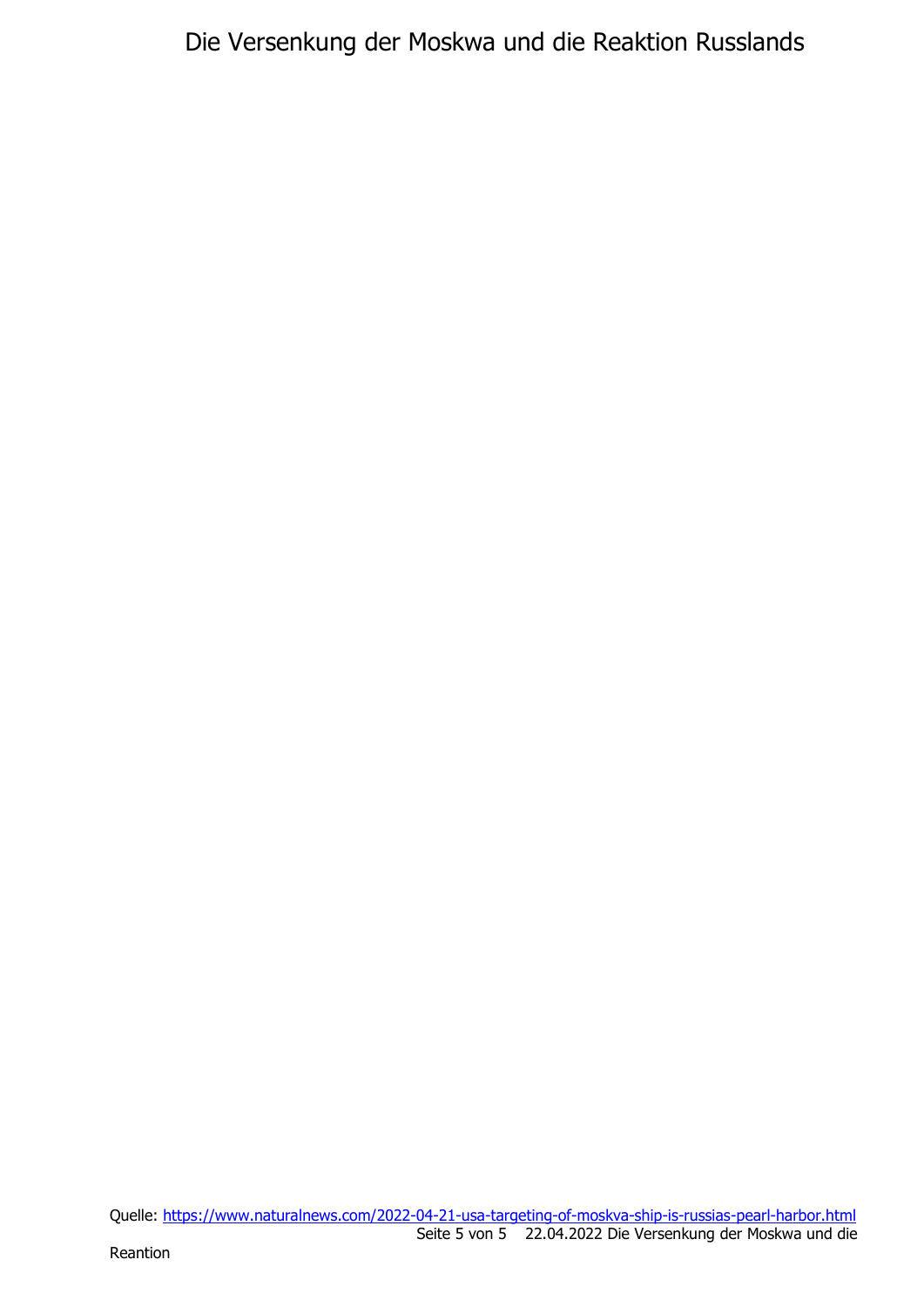Quelle: https://www.naturalnews.com/2022-04-21-usa-targeting-of-moskva-ship-is-russias-pearl-harbor.html